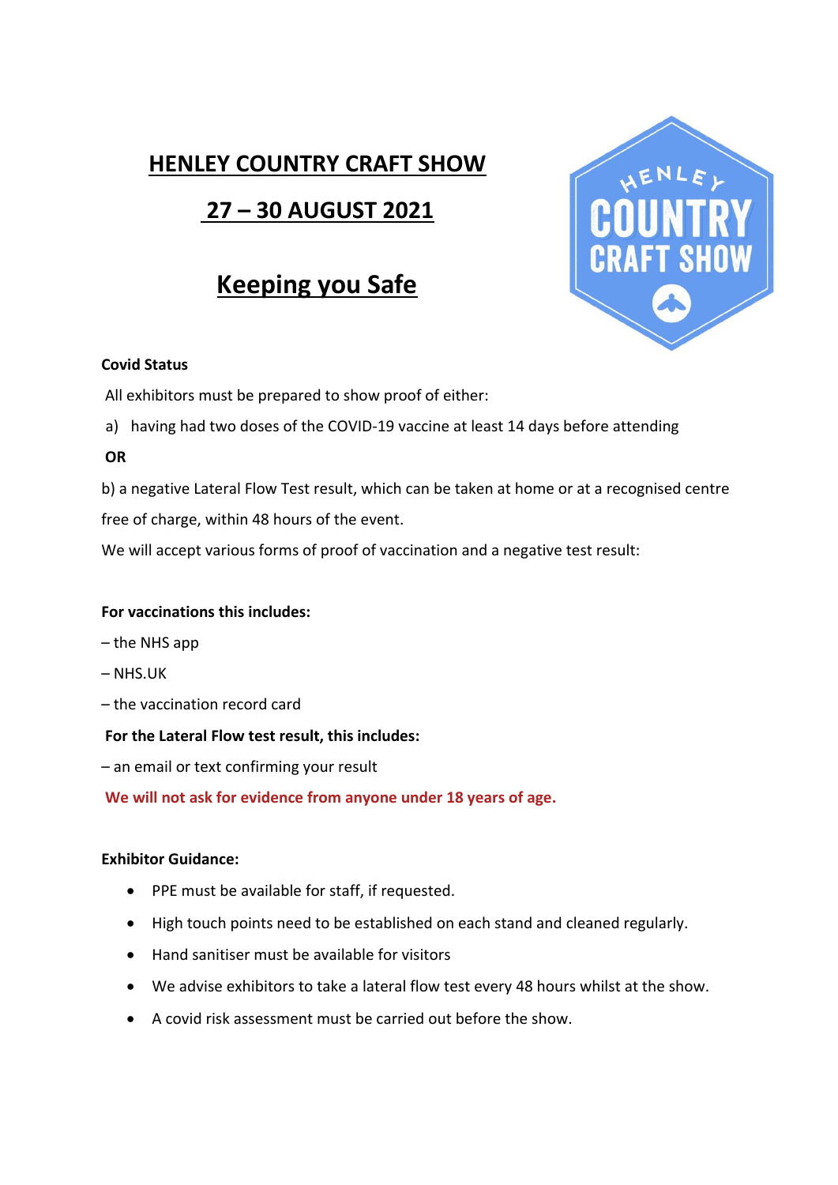# HENLEY COUNTRY CRAFT SHOW

## 27 – 30 AUGUST 2021

## Keeping you Safe

**Covid Status**

All exhibitors must be prepared to show proof of either:

a) having had two doses of the COVID-19 vaccine at least 14 days before attending

**OR**

b) a negative Lateral Flow Test result, which can be taken at home or at a recognised centre free of charge, within 48 hours of the event.

We will accept various forms of proof of vaccination and a negative test result:

**For vaccinations this includes:**

– the NHS app

– NHS.UK

– the vaccination record card

**For the Lateral Flow test result, this includes:**

– an email or text confirming your result

**We will not ask for evidence from anyone under 18 years of age.**

**Exhibitor Guidance:**

- PPE must be available for staff, if requested.
- High touch points need to be established on each stand and cleaned regularly.
- Hand sanitiser must be available for visitors
- We advise exhibitors to take a lateral flow test every 48 hours whilst at the show.
- A covid risk assessment must be carried out before the show.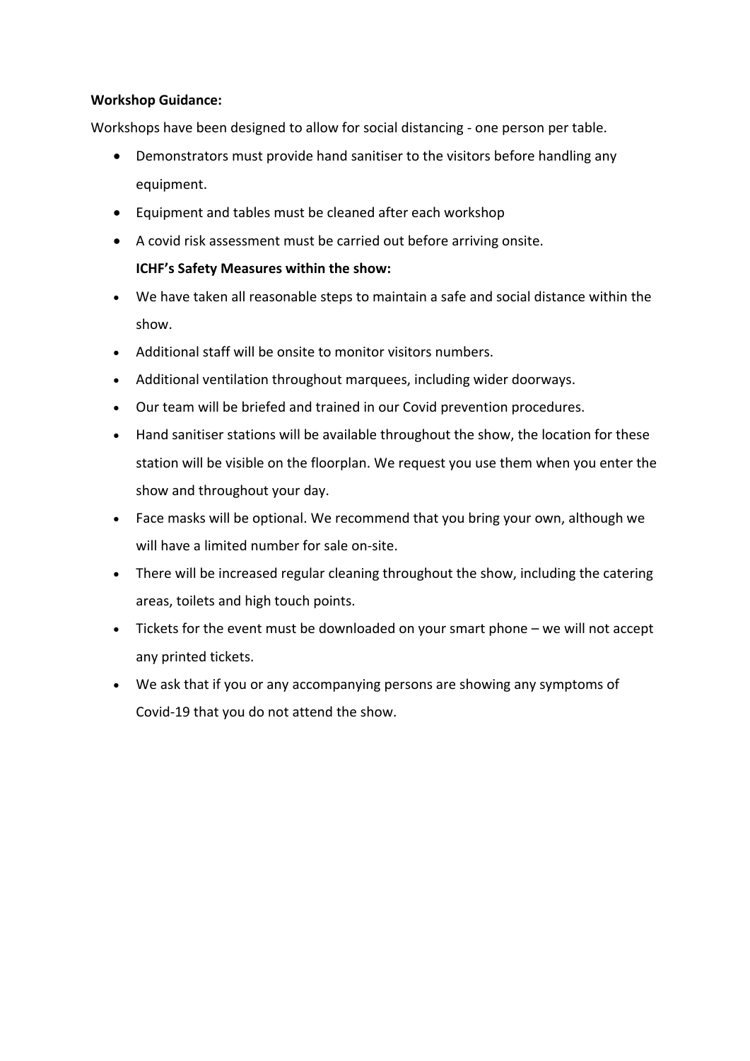**Workshop Guidance:**

Workshops have been designed to allow for social distancing - one person per table.

- Demonstrators must provide hand sanitiser to the visitors before handling any equipment.
- Equipment and tables must be cleaned after each workshop
- A covid risk assessment must be carried out before arriving onsite.

**ICHF's Safety Measures within the show:**

- We have taken all reasonable steps to maintain a safe and social distance within the show.
- Additional staff will be onsite to monitor visitors numbers.
- Additional ventilation throughout marquees, including wider doorways.
- Our team will be briefed and trained in our Covid prevention procedures.
- Hand sanitiser stations will be available throughout the show, the location for these station will be visible on the floorplan. We request you use them when you enter the show and throughout your day.
- Face masks will be optional. We recommend that you bring your own, although we will have a limited number for sale on-site.
- There will be increased regular cleaning throughout the show, including the catering areas, toilets and high touch points.
- Tickets for the event must be downloaded on your smart phone – we will not accept any printed tickets.
- We ask that if you or any accompanying persons are showing any symptoms of Covid-19 that you do not attend the show.